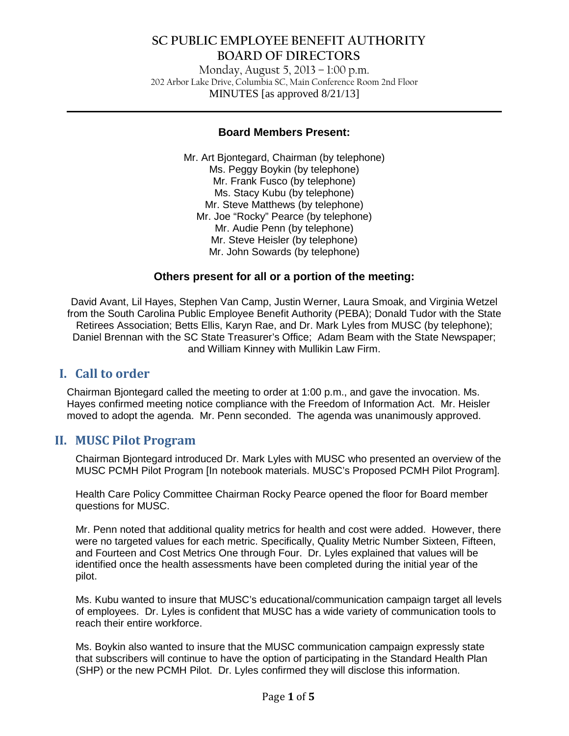# SC PUBLIC EMPLOYEE BENEFIT AUTHORITY BOARD OF DIRECTORS

Monday, August 5, 2013 – 1:00 p.m.
202 Arbor Lake Drive, Columbia SC, Main Conference Room 2nd Floor
MINUTES [as approved 8/21/13]

---

**Board Members Present:**

Mr. Art Bjontegard, Chairman (by telephone)
Ms. Peggy Boykin (by telephone)
Mr. Frank Fusco (by telephone)
Ms. Stacy Kubu (by telephone)
Mr. Steve Matthews (by telephone)
Mr. Joe "Rocky" Pearce (by telephone)
Mr. Audie Penn (by telephone)
Mr. Steve Heisler (by telephone)
Mr. John Sowards (by telephone)

**Others present for all or a portion of the meeting:**

David Avant, Lil Hayes, Stephen Van Camp, Justin Werner, Laura Smoak, and Virginia Wetzel from the South Carolina Public Employee Benefit Authority (PEBA); Donald Tudor with the State Retirees Association; Betts Ellis, Karyn Rae, and Dr. Mark Lyles from MUSC (by telephone); Daniel Brennan with the SC State Treasurer's Office; Adam Beam with the State Newspaper; and William Kinney with Mullikin Law Firm.

## I. Call to order

Chairman Bjontegard called the meeting to order at 1:00 p.m., and gave the invocation. Ms. Hayes confirmed meeting notice compliance with the Freedom of Information Act. Mr. Heisler moved to adopt the agenda. Mr. Penn seconded. The agenda was unanimously approved.

## II. MUSC Pilot Program

Chairman Bjontegard introduced Dr. Mark Lyles with MUSC who presented an overview of the MUSC PCMH Pilot Program [In notebook materials. MUSC's Proposed PCMH Pilot Program].

Health Care Policy Committee Chairman Rocky Pearce opened the floor for Board member questions for MUSC.

Mr. Penn noted that additional quality metrics for health and cost were added. However, there were no targeted values for each metric. Specifically, Quality Metric Number Sixteen, Fifteen, and Fourteen and Cost Metrics One through Four. Dr. Lyles explained that values will be identified once the health assessments have been completed during the initial year of the pilot.

Ms. Kubu wanted to insure that MUSC's educational/communication campaign target all levels of employees. Dr. Lyles is confident that MUSC has a wide variety of communication tools to reach their entire workforce.

Ms. Boykin also wanted to insure that the MUSC communication campaign expressly state that subscribers will continue to have the option of participating in the Standard Health Plan (SHP) or the new PCMH Pilot. Dr. Lyles confirmed they will disclose this information.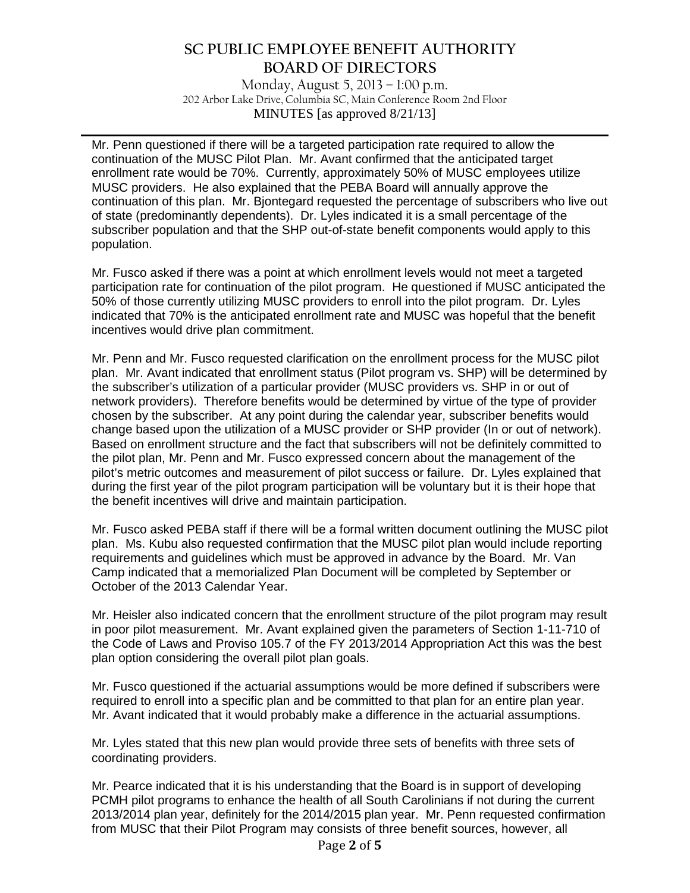Mr. Penn questioned if there will be a targeted participation rate required to allow the continuation of the MUSC Pilot Plan. Mr. Avant confirmed that the anticipated target enrollment rate would be 70%. Currently, approximately 50% of MUSC employees utilize MUSC providers. He also explained that the PEBA Board will annually approve the continuation of this plan. Mr. Bjontegard requested the percentage of subscribers who live out of state (predominantly dependents). Dr. Lyles indicated it is a small percentage of the subscriber population and that the SHP out-of-state benefit components would apply to this population.

Mr. Fusco asked if there was a point at which enrollment levels would not meet a targeted participation rate for continuation of the pilot program. He questioned if MUSC anticipated the 50% of those currently utilizing MUSC providers to enroll into the pilot program. Dr. Lyles indicated that 70% is the anticipated enrollment rate and MUSC was hopeful that the benefit incentives would drive plan commitment.

Mr. Penn and Mr. Fusco requested clarification on the enrollment process for the MUSC pilot plan. Mr. Avant indicated that enrollment status (Pilot program vs. SHP) will be determined by the subscriber's utilization of a particular provider (MUSC providers vs. SHP in or out of network providers). Therefore benefits would be determined by virtue of the type of provider chosen by the subscriber. At any point during the calendar year, subscriber benefits would change based upon the utilization of a MUSC provider or SHP provider (In or out of network). Based on enrollment structure and the fact that subscribers will not be definitely committed to the pilot plan, Mr. Penn and Mr. Fusco expressed concern about the management of the pilot's metric outcomes and measurement of pilot success or failure. Dr. Lyles explained that during the first year of the pilot program participation will be voluntary but it is their hope that the benefit incentives will drive and maintain participation.

Mr. Fusco asked PEBA staff if there will be a formal written document outlining the MUSC pilot plan. Ms. Kubu also requested confirmation that the MUSC pilot plan would include reporting requirements and guidelines which must be approved in advance by the Board. Mr. Van Camp indicated that a memorialized Plan Document will be completed by September or October of the 2013 Calendar Year.

Mr. Heisler also indicated concern that the enrollment structure of the pilot program may result in poor pilot measurement. Mr. Avant explained given the parameters of Section 1-11-710 of the Code of Laws and Proviso 105.7 of the FY 2013/2014 Appropriation Act this was the best plan option considering the overall pilot plan goals.

Mr. Fusco questioned if the actuarial assumptions would be more defined if subscribers were required to enroll into a specific plan and be committed to that plan for an entire plan year. Mr. Avant indicated that it would probably make a difference in the actuarial assumptions.

Mr. Lyles stated that this new plan would provide three sets of benefits with three sets of coordinating providers.

Mr. Pearce indicated that it is his understanding that the Board is in support of developing PCMH pilot programs to enhance the health of all South Carolinians if not during the current 2013/2014 plan year, definitely for the 2014/2015 plan year. Mr. Penn requested confirmation from MUSC that their Pilot Program may consists of three benefit sources, however, all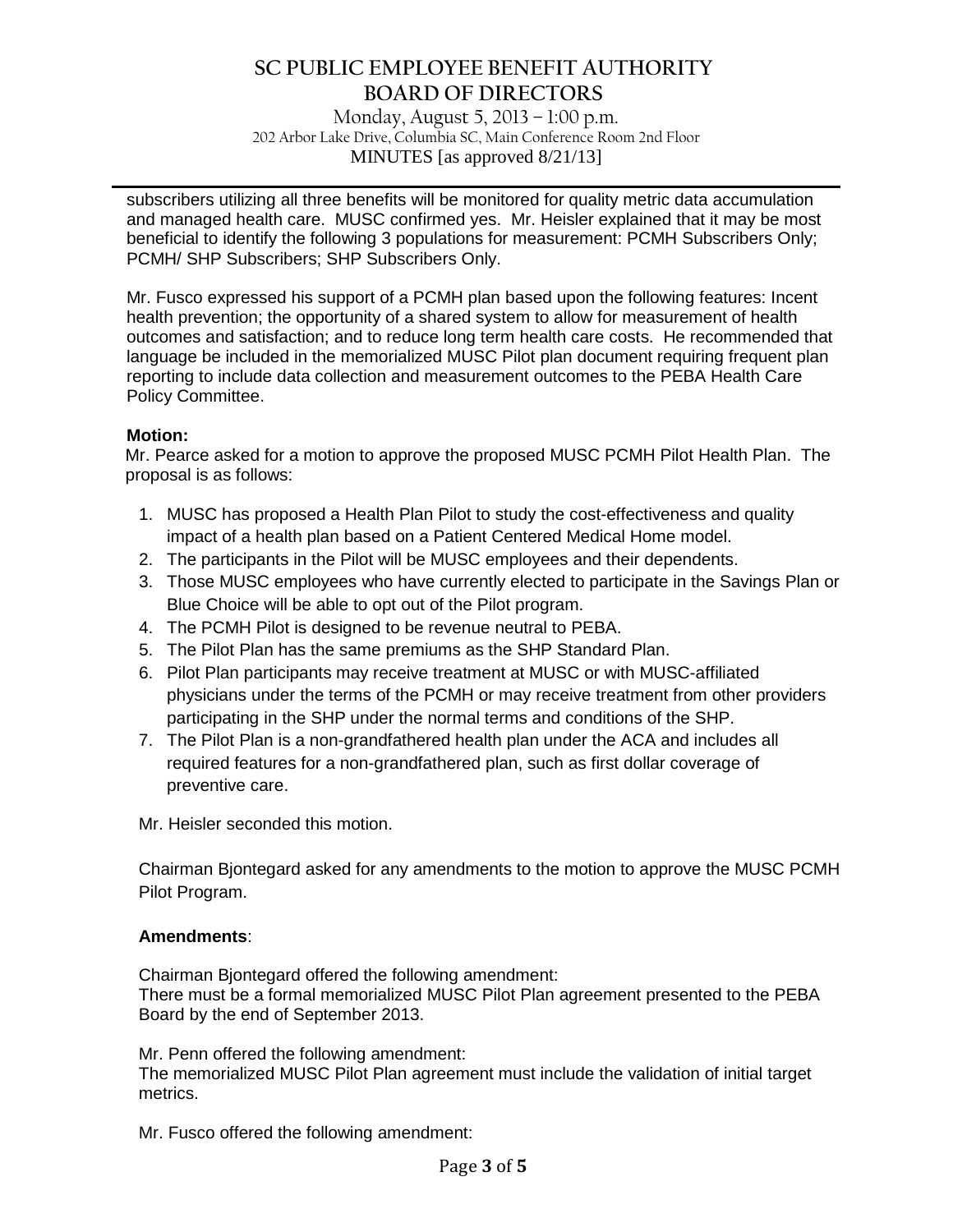subscribers utilizing all three benefits will be monitored for quality metric data accumulation and managed health care. MUSC confirmed yes. Mr. Heisler explained that it may be most beneficial to identify the following 3 populations for measurement: PCMH Subscribers Only; PCMH/ SHP Subscribers; SHP Subscribers Only.

Mr. Fusco expressed his support of a PCMH plan based upon the following features: Incent health prevention; the opportunity of a shared system to allow for measurement of health outcomes and satisfaction; and to reduce long term health care costs. He recommended that language be included in the memorialized MUSC Pilot plan document requiring frequent plan reporting to include data collection and measurement outcomes to the PEBA Health Care Policy Committee.

**Motion:**

Mr. Pearce asked for a motion to approve the proposed MUSC PCMH Pilot Health Plan. The proposal is as follows:

1. MUSC has proposed a Health Plan Pilot to study the cost-effectiveness and quality impact of a health plan based on a Patient Centered Medical Home model.
2. The participants in the Pilot will be MUSC employees and their dependents.
3. Those MUSC employees who have currently elected to participate in the Savings Plan or Blue Choice will be able to opt out of the Pilot program.
4. The PCMH Pilot is designed to be revenue neutral to PEBA.
5. The Pilot Plan has the same premiums as the SHP Standard Plan.
6. Pilot Plan participants may receive treatment at MUSC or with MUSC-affiliated physicians under the terms of the PCMH or may receive treatment from other providers participating in the SHP under the normal terms and conditions of the SHP.
7. The Pilot Plan is a non-grandfathered health plan under the ACA and includes all required features for a non-grandfathered plan, such as first dollar coverage of preventive care.

Mr. Heisler seconded this motion.

Chairman Bjontegard asked for any amendments to the motion to approve the MUSC PCMH Pilot Program.

**Amendments**:

Chairman Bjontegard offered the following amendment:
There must be a formal memorialized MUSC Pilot Plan agreement presented to the PEBA Board by the end of September 2013.

Mr. Penn offered the following amendment:
The memorialized MUSC Pilot Plan agreement must include the validation of initial target metrics.

Mr. Fusco offered the following amendment: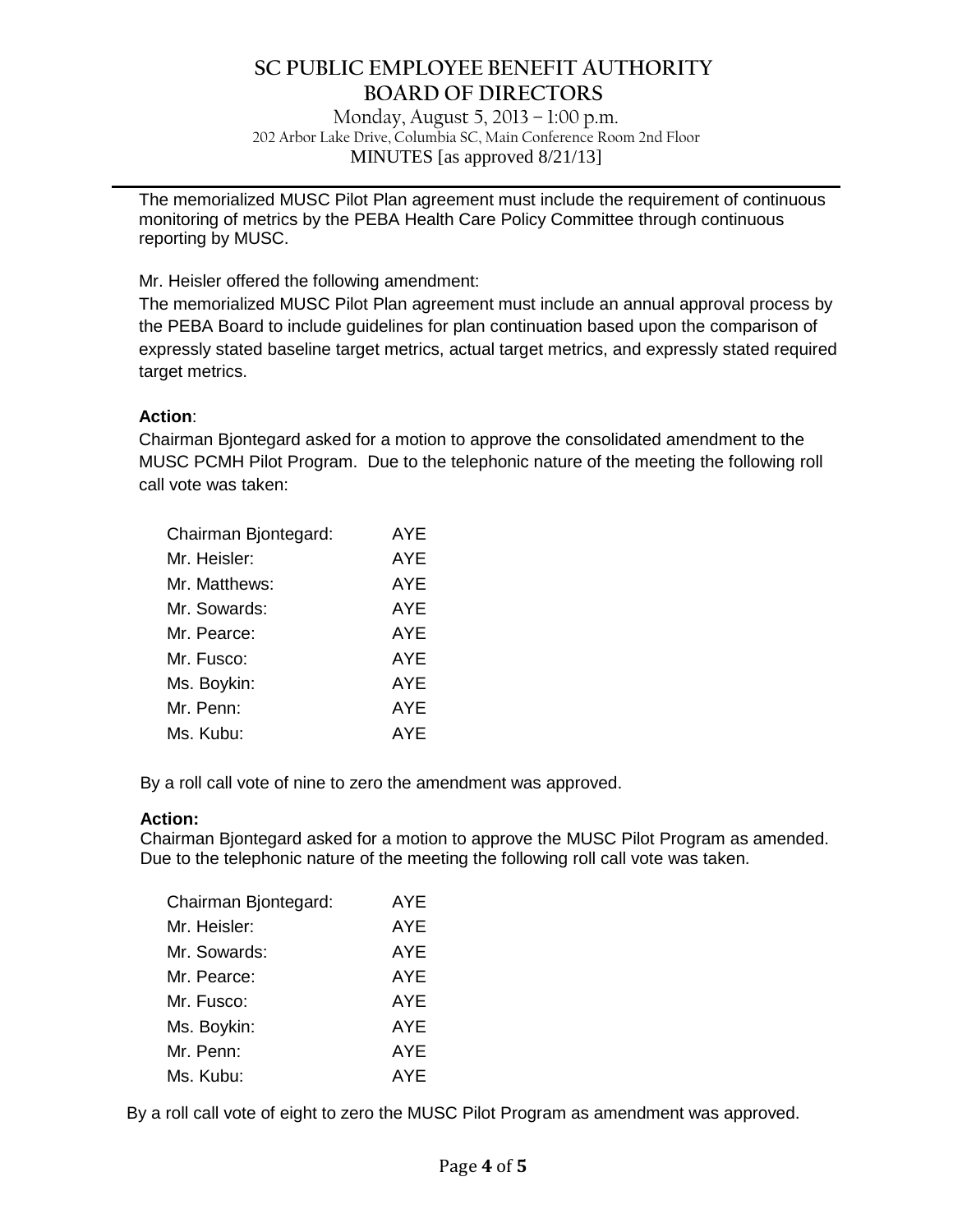The memorialized MUSC Pilot Plan agreement must include the requirement of continuous monitoring of metrics by the PEBA Health Care Policy Committee through continuous reporting by MUSC.

Mr. Heisler offered the following amendment:

The memorialized MUSC Pilot Plan agreement must include an annual approval process by the PEBA Board to include guidelines for plan continuation based upon the comparison of expressly stated baseline target metrics, actual target metrics, and expressly stated required target metrics.

**Action**:

Chairman Bjontegard asked for a motion to approve the consolidated amendment to the MUSC PCMH Pilot Program. Due to the telephonic nature of the meeting the following roll call vote was taken:

| | |
|---|---|
| Chairman Bjontegard: | AYE |
| Mr. Heisler: | AYE |
| Mr. Matthews: | AYE |
| Mr. Sowards: | AYE |
| Mr. Pearce: | AYE |
| Mr. Fusco: | AYE |
| Ms. Boykin: | AYE |
| Mr. Penn: | AYE |
| Ms. Kubu: | AYE |

By a roll call vote of nine to zero the amendment was approved.

**Action:**

Chairman Bjontegard asked for a motion to approve the MUSC Pilot Program as amended. Due to the telephonic nature of the meeting the following roll call vote was taken.

| | |
|---|---|
| Chairman Bjontegard: | AYE |
| Mr. Heisler: | AYE |
| Mr. Sowards: | AYE |
| Mr. Pearce: | AYE |
| Mr. Fusco: | AYE |
| Ms. Boykin: | AYE |
| Mr. Penn: | AYE |
| Ms. Kubu: | AYE |

By a roll call vote of eight to zero the MUSC Pilot Program as amendment was approved.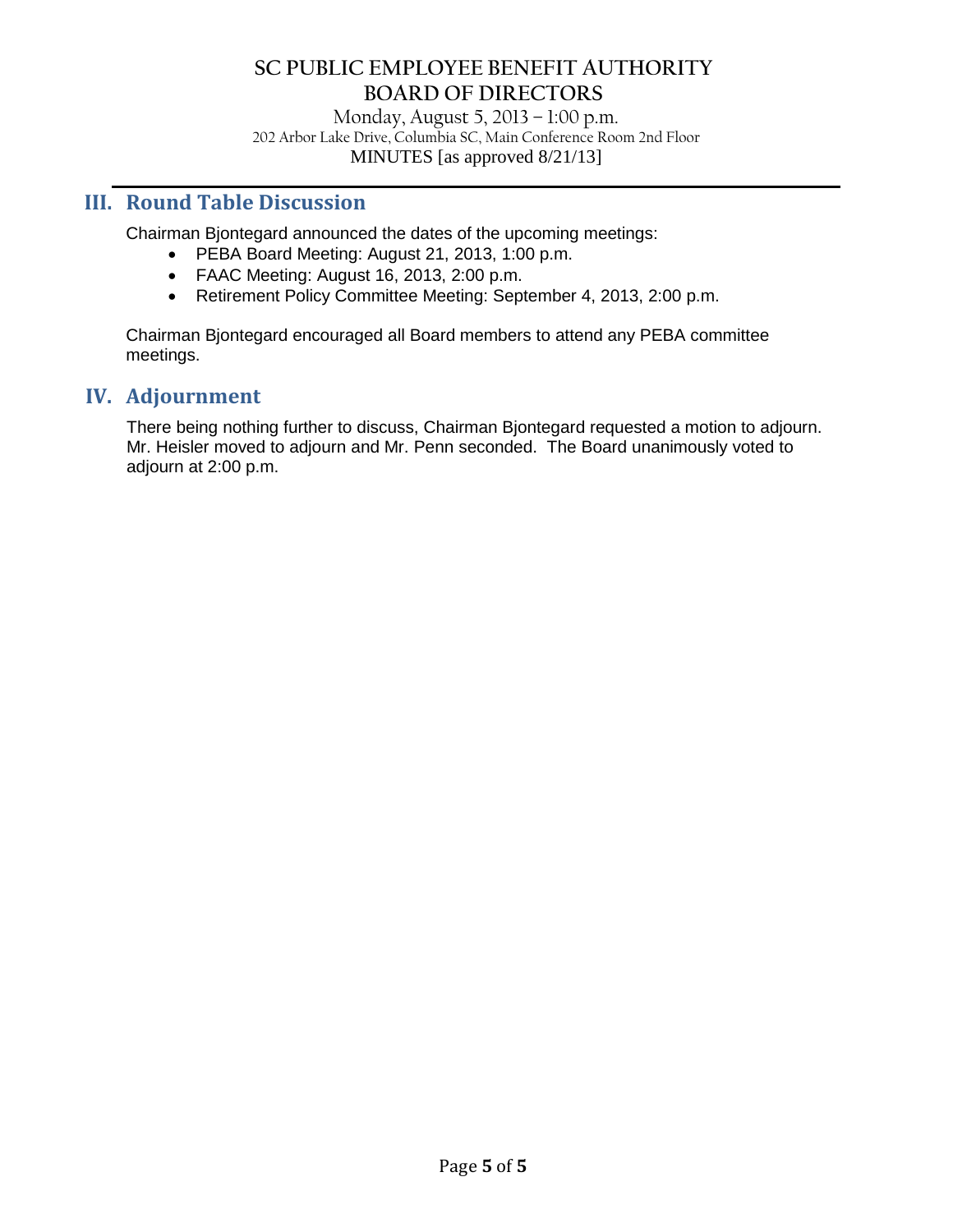## III. Round Table Discussion

Chairman Bjontegard announced the dates of the upcoming meetings:

- PEBA Board Meeting: August 21, 2013, 1:00 p.m.
- FAAC Meeting: August 16, 2013, 2:00 p.m.
- Retirement Policy Committee Meeting: September 4, 2013, 2:00 p.m.

Chairman Bjontegard encouraged all Board members to attend any PEBA committee meetings.

## IV. Adjournment

There being nothing further to discuss, Chairman Bjontegard requested a motion to adjourn. Mr. Heisler moved to adjourn and Mr. Penn seconded. The Board unanimously voted to adjourn at 2:00 p.m.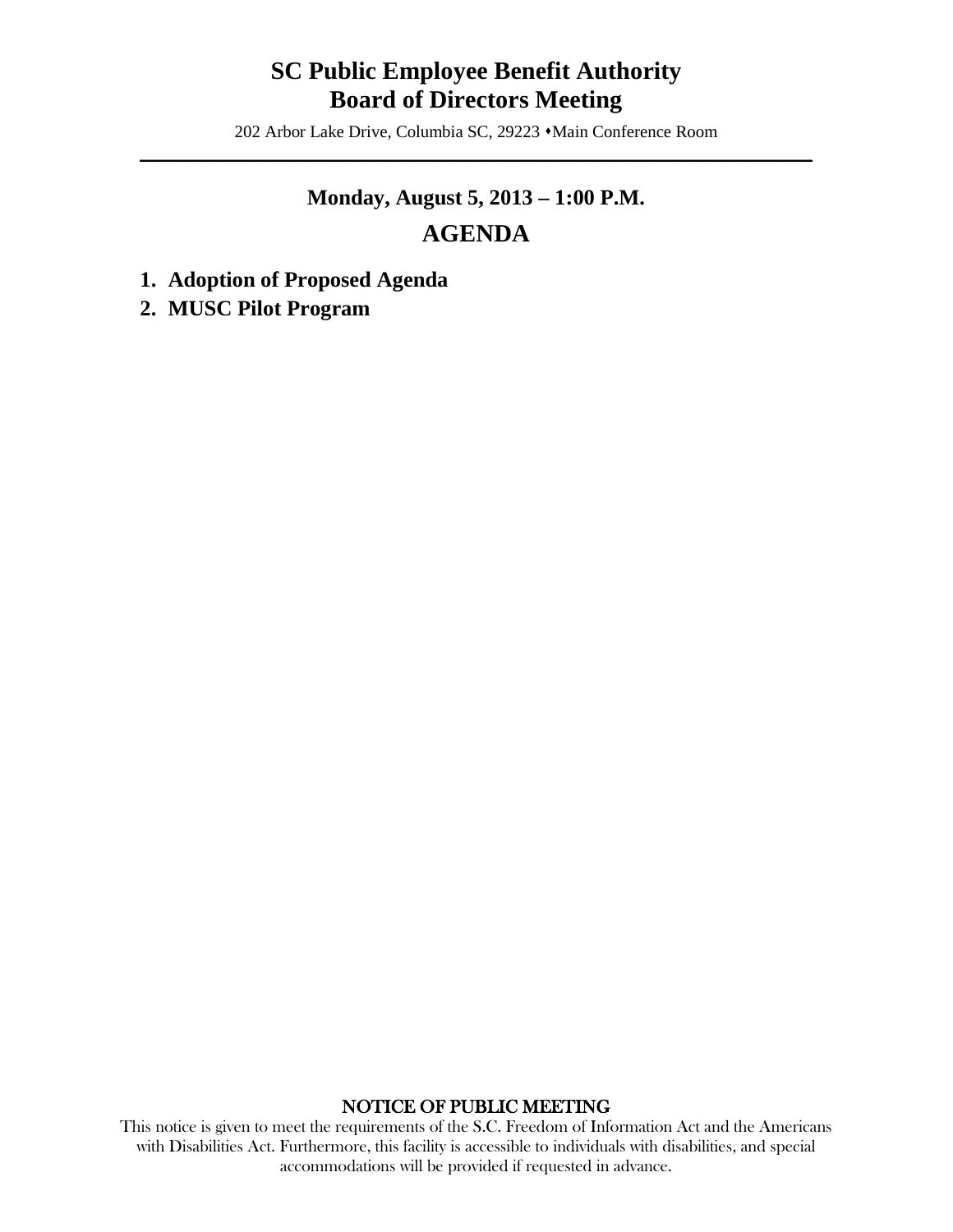# SC Public Employee Benefit Authority
# Board of Directors Meeting

202 Arbor Lake Drive, Columbia SC, 29223 ⬩Main Conference Room

---

**Monday, August 5, 2013 – 1:00 P.M.**

## AGENDA

1. **Adoption of Proposed Agenda**
2. **MUSC Pilot Program**

NOTICE OF PUBLIC MEETING

This notice is given to meet the requirements of the S.C. Freedom of Information Act and the Americans with Disabilities Act. Furthermore, this facility is accessible to individuals with disabilities, and special accommodations will be provided if requested in advance.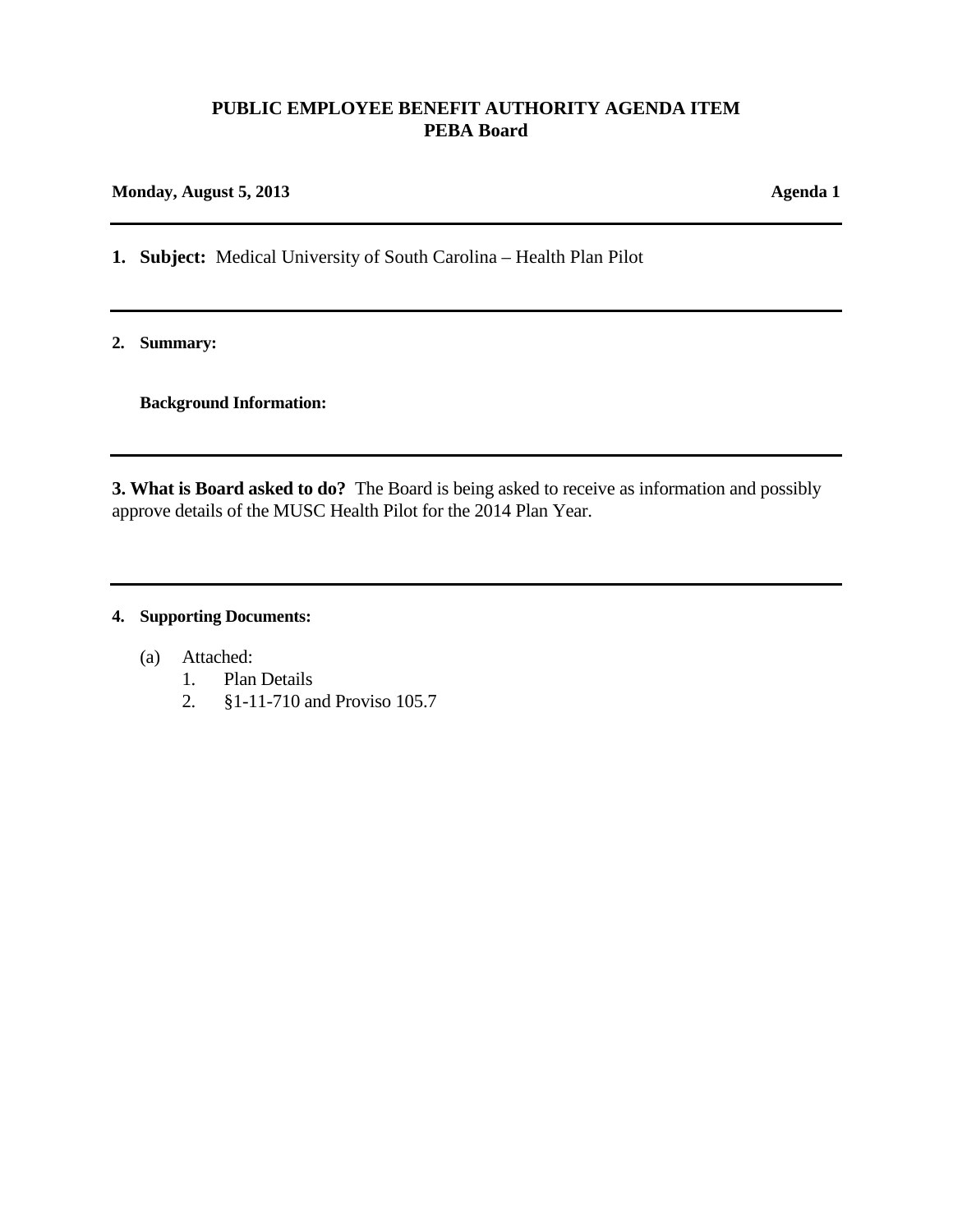**PUBLIC EMPLOYEE BENEFIT AUTHORITY AGENDA ITEM**
**PEBA Board**

**Monday, August 5, 2013** **Agenda 1**

---

**1. Subject:** Medical University of South Carolina – Health Plan Pilot

---

**2. Summary:**

**Background Information:**

---

**3. What is Board asked to do?** The Board is being asked to receive as information and possibly approve details of the MUSC Health Pilot for the 2014 Plan Year.

---

**4. Supporting Documents:**

(a) Attached:
1. Plan Details
2. §1-11-710 and Proviso 105.7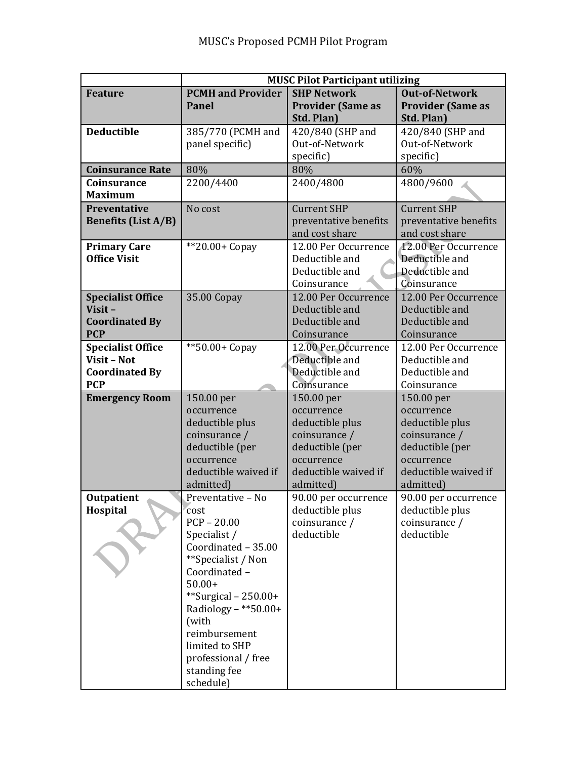# MUSC's Proposed PCMH Pilot Program

| | MUSC Pilot Participant utilizing | | |
|---|---|---|---|
| **Feature** | **PCMH and Provider Panel** | **SHP Network Provider (Same as Std. Plan)** | **Out-of-Network Provider (Same as Std. Plan)** |
| **Deductible** | 385/770 (PCMH and panel specific) | 420/840 (SHP and Out-of-Network specific) | 420/840 (SHP and Out-of-Network specific) |
| **Coinsurance Rate** | 80% | 80% | 60% |
| **Coinsurance Maximum** | 2200/4400 | 2400/4800 | 4800/9600 |
| **Preventative Benefits (List A/B)** | No cost | Current SHP preventative benefits and cost share | Current SHP preventative benefits and cost share |
| **Primary Care Office Visit** | **20.00+ Copay | 12.00 Per Occurrence Deductible and Deductible and Coinsurance | 12.00 Per Occurrence Deductible and Deductible and Coinsurance |
| **Specialist Office Visit – Coordinated By PCP** | 35.00 Copay | 12.00 Per Occurrence Deductible and Deductible and Coinsurance | 12.00 Per Occurrence Deductible and Deductible and Coinsurance |
| **Specialist Office Visit – Not Coordinated By PCP** | **50.00+ Copay | 12.00 Per Occurrence Deductible and Deductible and Coinsurance | 12.00 Per Occurrence Deductible and Deductible and Coinsurance |
| **Emergency Room** | 150.00 per occurrence deductible plus coinsurance / deductible (per occurrence deductible waived if admitted) | 150.00 per occurrence deductible plus coinsurance / deductible (per occurrence deductible waived if admitted) | 150.00 per occurrence deductible plus coinsurance / deductible (per occurrence deductible waived if admitted) |
| **Outpatient Hospital** | Preventative – No cost<br>PCP – 20.00<br>Specialist / Coordinated – 35.00<br>**Specialist / Non Coordinated – 50.00+<br>**Surgical – 250.00+<br>Radiology – **50.00+ (with reimbursement limited to SHP professional / free standing fee schedule) | 90.00 per occurrence deductible plus coinsurance / deductible | 90.00 per occurrence deductible plus coinsurance / deductible |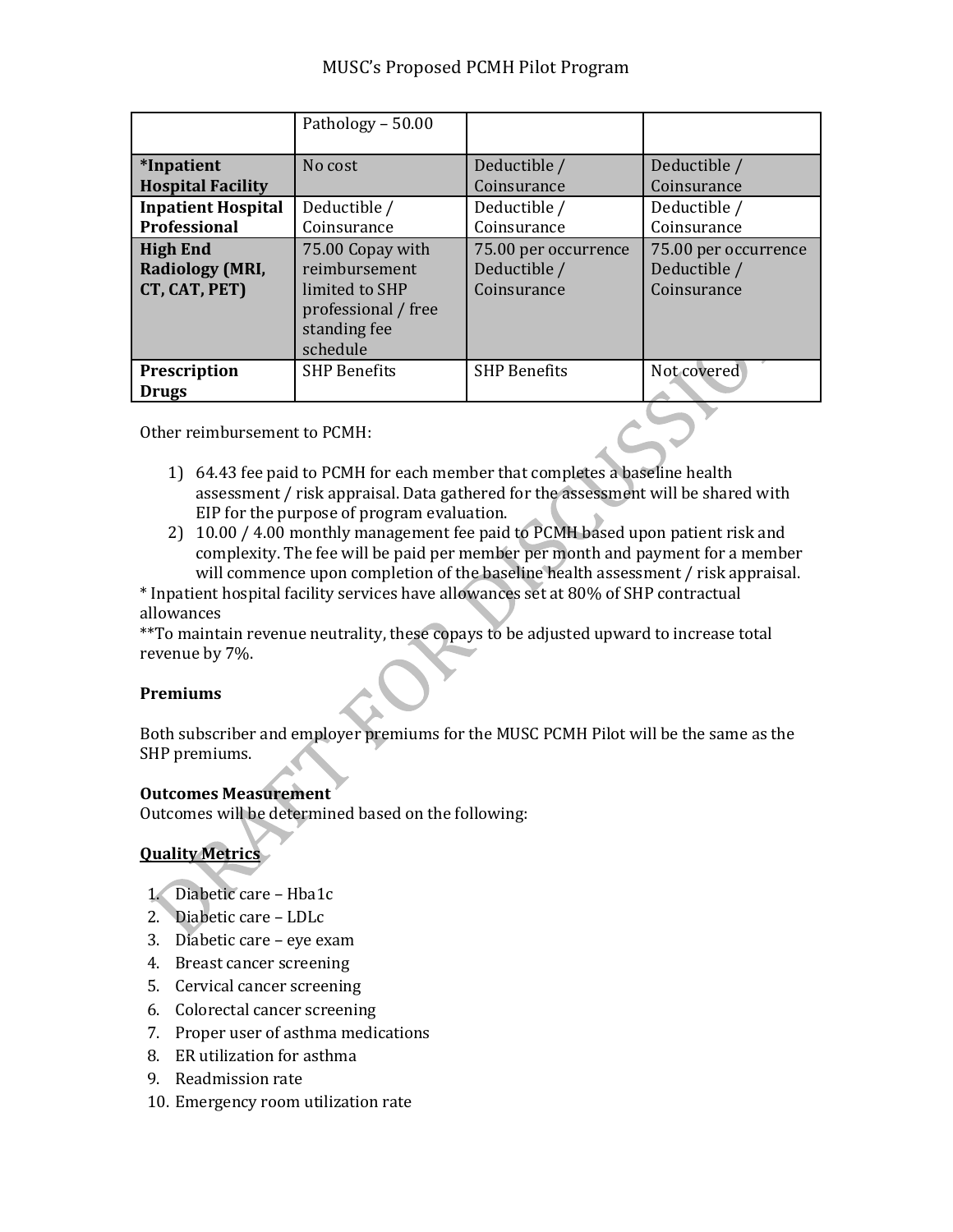| | | | |
|---|---|---|---|
| | Pathology – 50.00 | | |
| **\*Inpatient Hospital Facility** | No cost | Deductible / Coinsurance | Deductible / Coinsurance |
| **Inpatient Hospital Professional** | Deductible / Coinsurance | Deductible / Coinsurance | Deductible / Coinsurance |
| **High End Radiology (MRI, CT, CAT, PET)** | 75.00 Copay with reimbursement limited to SHP professional / free standing fee schedule | 75.00 per occurrence Deductible / Coinsurance | 75.00 per occurrence Deductible / Coinsurance |
| **Prescription Drugs** | SHP Benefits | SHP Benefits | Not covered |

Other reimbursement to PCMH:

1) 64.43 fee paid to PCMH for each member that completes a baseline health assessment / risk appraisal. Data gathered for the assessment will be shared with EIP for the purpose of program evaluation.
2) 10.00 / 4.00 monthly management fee paid to PCMH based upon patient risk and complexity. The fee will be paid per member per month and payment for a member will commence upon completion of the baseline health assessment / risk appraisal.

* Inpatient hospital facility services have allowances set at 80% of SHP contractual allowances

**To maintain revenue neutrality, these copays to be adjusted upward to increase total revenue by 7%.

**Premiums**

Both subscriber and employer premiums for the MUSC PCMH Pilot will be the same as the SHP premiums.

**Outcomes Measurement**

Outcomes will be determined based on the following:

**Quality Metrics**

1. Diabetic care – Hba1c
2. Diabetic care – LDLc
3. Diabetic care – eye exam
4. Breast cancer screening
5. Cervical cancer screening
6. Colorectal cancer screening
7. Proper user of asthma medications
8. ER utilization for asthma
9. Readmission rate
10. Emergency room utilization rate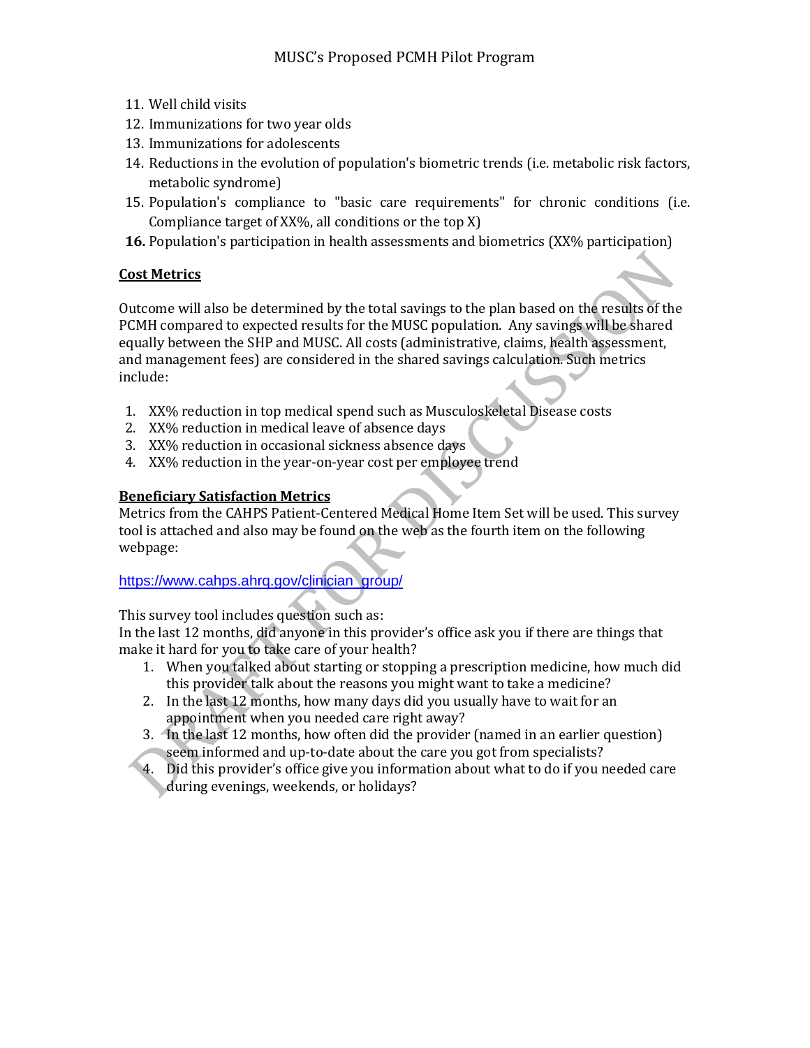11. Well child visits
12. Immunizations for two year olds
13. Immunizations for adolescents
14. Reductions in the evolution of population's biometric trends (i.e. metabolic risk factors, metabolic syndrome)
15. Population's compliance to "basic care requirements" for chronic conditions (i.e. Compliance target of XX%, all conditions or the top X)
16. Population's participation in health assessments and biometrics (XX% participation)

**Cost Metrics**

Outcome will also be determined by the total savings to the plan based on the results of the PCMH compared to expected results for the MUSC population. Any savings will be shared equally between the SHP and MUSC. All costs (administrative, claims, health assessment, and management fees) are considered in the shared savings calculation. Such metrics include:

1. XX% reduction in top medical spend such as Musculoskeletal Disease costs
2. XX% reduction in medical leave of absence days
3. XX% reduction in occasional sickness absence days
4. XX% reduction in the year-on-year cost per employee trend

**Beneficiary Satisfaction Metrics**

Metrics from the CAHPS Patient-Centered Medical Home Item Set will be used. This survey tool is attached and also may be found on the web as the fourth item on the following webpage:

https://www.cahps.ahrq.gov/clinician_group/

This survey tool includes question such as:
In the last 12 months, did anyone in this provider's office ask you if there are things that make it hard for you to take care of your health?

1. When you talked about starting or stopping a prescription medicine, how much did this provider talk about the reasons you might want to take a medicine?
2. In the last 12 months, how many days did you usually have to wait for an appointment when you needed care right away?
3. In the last 12 months, how often did the provider (named in an earlier question) seem informed and up-to-date about the care you got from specialists?
4. Did this provider's office give you information about what to do if you needed care during evenings, weekends, or holidays?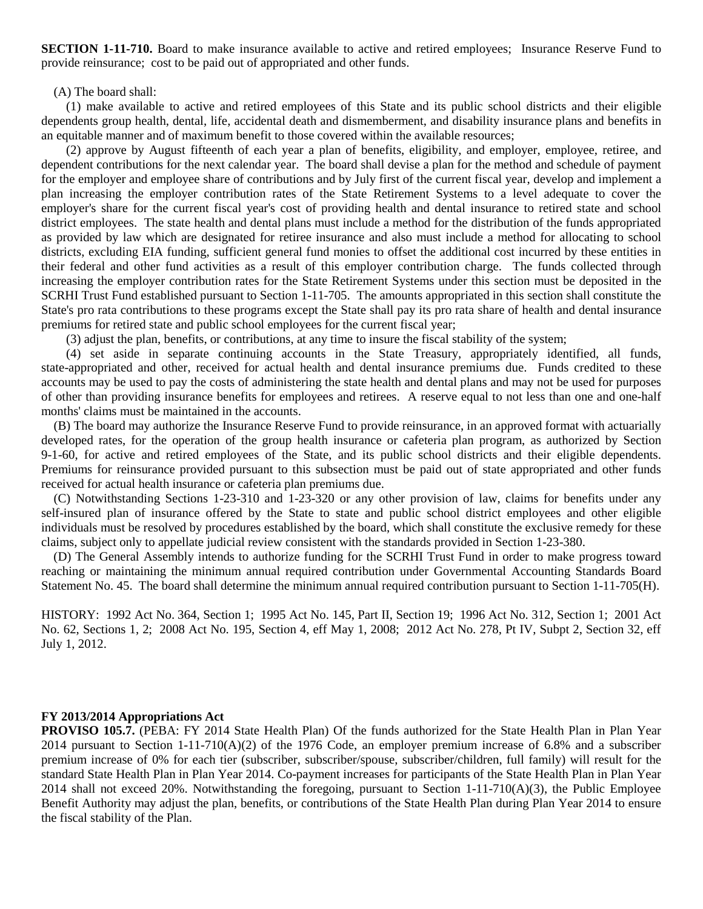**SECTION 1-11-710.** Board to make insurance available to active and retired employees; Insurance Reserve Fund to provide reinsurance; cost to be paid out of appropriated and other funds.

(A) The board shall:

(1) make available to active and retired employees of this State and its public school districts and their eligible dependents group health, dental, life, accidental death and dismemberment, and disability insurance plans and benefits in an equitable manner and of maximum benefit to those covered within the available resources;

(2) approve by August fifteenth of each year a plan of benefits, eligibility, and employer, employee, retiree, and dependent contributions for the next calendar year. The board shall devise a plan for the method and schedule of payment for the employer and employee share of contributions and by July first of the current fiscal year, develop and implement a plan increasing the employer contribution rates of the State Retirement Systems to a level adequate to cover the employer's share for the current fiscal year's cost of providing health and dental insurance to retired state and school district employees. The state health and dental plans must include a method for the distribution of the funds appropriated as provided by law which are designated for retiree insurance and also must include a method for allocating to school districts, excluding EIA funding, sufficient general fund monies to offset the additional cost incurred by these entities in their federal and other fund activities as a result of this employer contribution charge. The funds collected through increasing the employer contribution rates for the State Retirement Systems under this section must be deposited in the SCRHI Trust Fund established pursuant to Section 1-11-705. The amounts appropriated in this section shall constitute the State's pro rata contributions to these programs except the State shall pay its pro rata share of health and dental insurance premiums for retired state and public school employees for the current fiscal year;

(3) adjust the plan, benefits, or contributions, at any time to insure the fiscal stability of the system;

(4) set aside in separate continuing accounts in the State Treasury, appropriately identified, all funds, state-appropriated and other, received for actual health and dental insurance premiums due. Funds credited to these accounts may be used to pay the costs of administering the state health and dental plans and may not be used for purposes of other than providing insurance benefits for employees and retirees. A reserve equal to not less than one and one-half months' claims must be maintained in the accounts.

(B) The board may authorize the Insurance Reserve Fund to provide reinsurance, in an approved format with actuarially developed rates, for the operation of the group health insurance or cafeteria plan program, as authorized by Section 9-1-60, for active and retired employees of the State, and its public school districts and their eligible dependents. Premiums for reinsurance provided pursuant to this subsection must be paid out of state appropriated and other funds received for actual health insurance or cafeteria plan premiums due.

(C) Notwithstanding Sections 1-23-310 and 1-23-320 or any other provision of law, claims for benefits under any self-insured plan of insurance offered by the State to state and public school district employees and other eligible individuals must be resolved by procedures established by the board, which shall constitute the exclusive remedy for these claims, subject only to appellate judicial review consistent with the standards provided in Section 1-23-380.

(D) The General Assembly intends to authorize funding for the SCRHI Trust Fund in order to make progress toward reaching or maintaining the minimum annual required contribution under Governmental Accounting Standards Board Statement No. 45. The board shall determine the minimum annual required contribution pursuant to Section 1-11-705(H).

HISTORY: 1992 Act No. 364, Section 1; 1995 Act No. 145, Part II, Section 19; 1996 Act No. 312, Section 1; 2001 Act No. 62, Sections 1, 2; 2008 Act No. 195, Section 4, eff May 1, 2008; 2012 Act No. 278, Pt IV, Subpt 2, Section 32, eff July 1, 2012.

**FY 2013/2014 Appropriations Act**

**PROVISO 105.7.** (PEBA: FY 2014 State Health Plan) Of the funds authorized for the State Health Plan in Plan Year 2014 pursuant to Section 1-11-710(A)(2) of the 1976 Code, an employer premium increase of 6.8% and a subscriber premium increase of 0% for each tier (subscriber, subscriber/spouse, subscriber/children, full family) will result for the standard State Health Plan in Plan Year 2014. Co-payment increases for participants of the State Health Plan in Plan Year 2014 shall not exceed 20%. Notwithstanding the foregoing, pursuant to Section 1-11-710(A)(3), the Public Employee Benefit Authority may adjust the plan, benefits, or contributions of the State Health Plan during Plan Year 2014 to ensure the fiscal stability of the Plan.